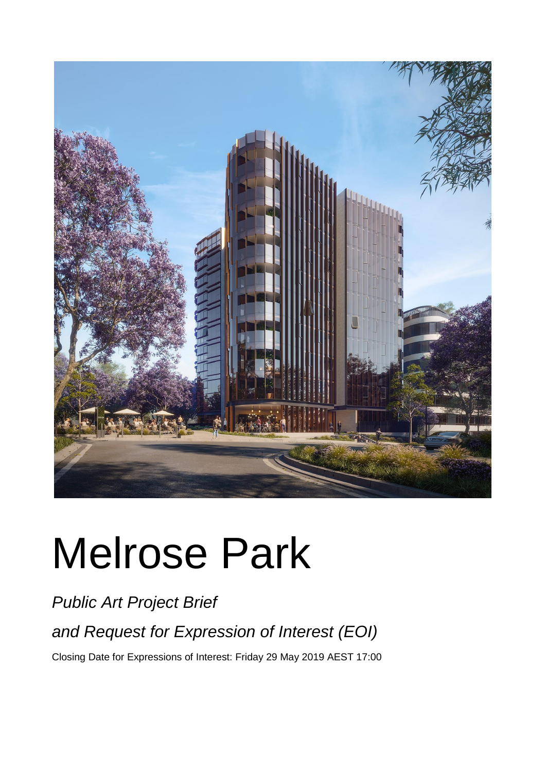# Melrose Park

*Public Art Project Brief*

*and Request for Expression of Interest (EOI)*

Closing Date for Expressions of Interest: Friday 29 May 2019 AEST 17:00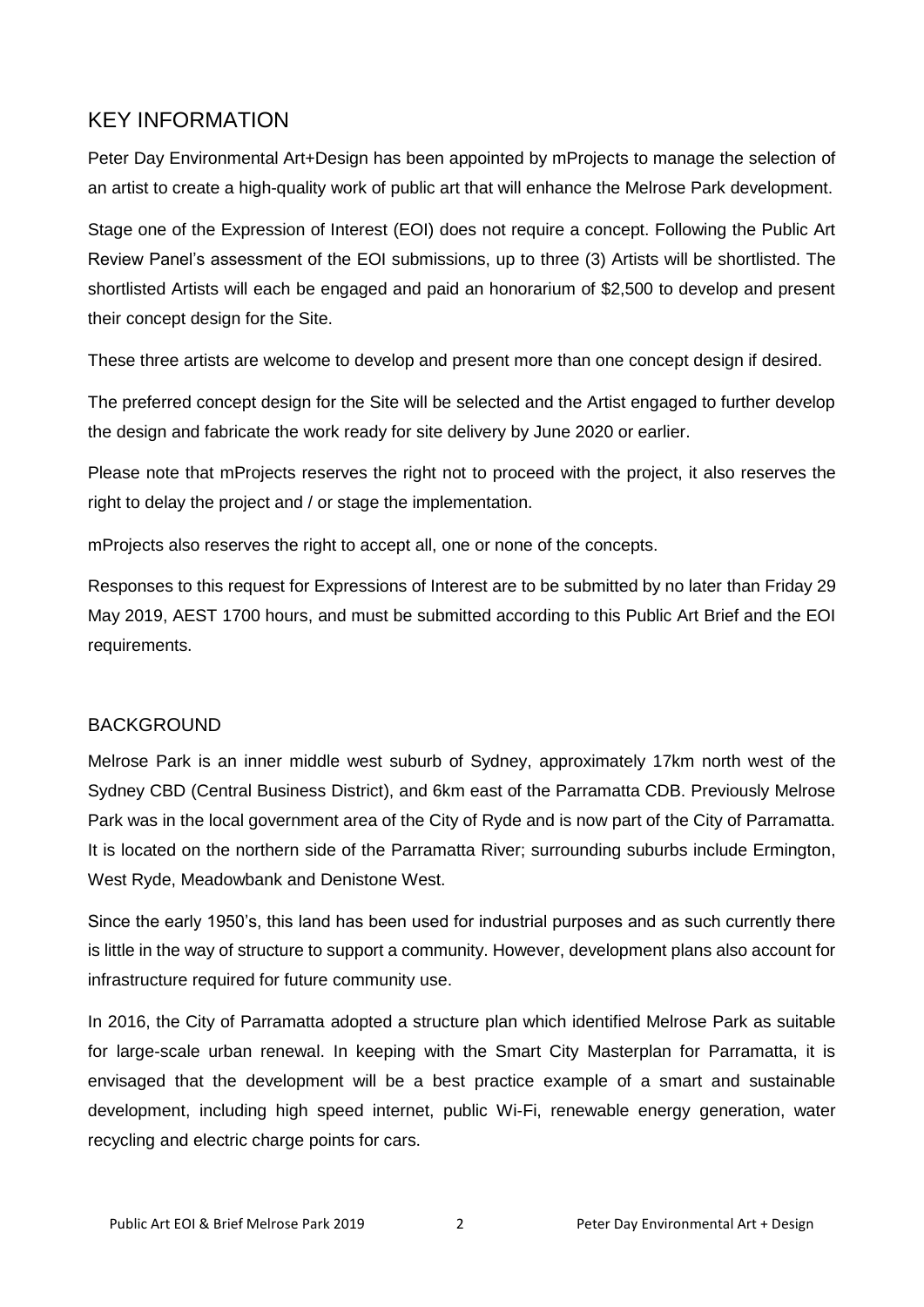## KEY INFORMATION

Peter Day Environmental Art+Design has been appointed by mProjects to manage the selection of an artist to create a high-quality work of public art that will enhance the Melrose Park development.

Stage one of the Expression of Interest (EOI) does not require a concept. Following the Public Art Review Panel's assessment of the EOI submissions, up to three (3) Artists will be shortlisted. The shortlisted Artists will each be engaged and paid an honorarium of $2,500 to develop and present their concept design for the Site.

These three artists are welcome to develop and present more than one concept design if desired.

The preferred concept design for the Site will be selected and the Artist engaged to further develop the design and fabricate the work ready for site delivery by June 2020 or earlier.

Please note that mProjects reserves the right not to proceed with the project, it also reserves the right to delay the project and / or stage the implementation.

mProjects also reserves the right to accept all, one or none of the concepts.

Responses to this request for Expressions of Interest are to be submitted by no later than Friday 29 May 2019, AEST 1700 hours, and must be submitted according to this Public Art Brief and the EOI requirements.

### BACKGROUND

Melrose Park is an inner middle west suburb of Sydney, approximately 17km north west of the Sydney CBD (Central Business District), and 6km east of the Parramatta CDB. Previously Melrose Park was in the local government area of the City of Ryde and is now part of the City of Parramatta. It is located on the northern side of the Parramatta River; surrounding suburbs include Ermington, West Ryde, Meadowbank and Denistone West.

Since the early 1950's, this land has been used for industrial purposes and as such currently there is little in the way of structure to support a community. However, development plans also account for infrastructure required for future community use.

In 2016, the City of Parramatta adopted a structure plan which identified Melrose Park as suitable for large-scale urban renewal. In keeping with the Smart City Masterplan for Parramatta, it is envisaged that the development will be a best practice example of a smart and sustainable development, including high speed internet, public Wi-Fi, renewable energy generation, water recycling and electric charge points for cars.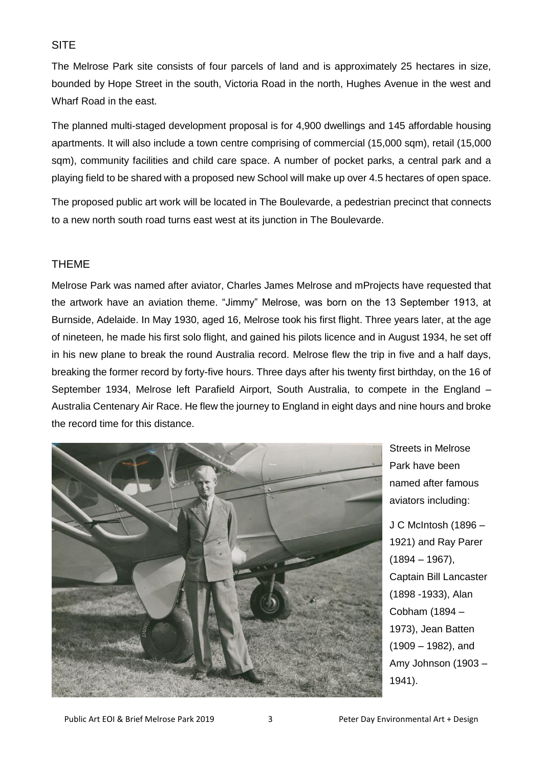## SITE

The Melrose Park site consists of four parcels of land and is approximately 25 hectares in size, bounded by Hope Street in the south, Victoria Road in the north, Hughes Avenue in the west and Wharf Road in the east.

The planned multi-staged development proposal is for 4,900 dwellings and 145 affordable housing apartments. It will also include a town centre comprising of commercial (15,000 sqm), retail (15,000 sqm), community facilities and child care space. A number of pocket parks, a central park and a playing field to be shared with a proposed new School will make up over 4.5 hectares of open space.

The proposed public art work will be located in The Boulevarde, a pedestrian precinct that connects to a new north south road turns east west at its junction in The Boulevarde.

## THEME

Melrose Park was named after aviator, Charles James Melrose and mProjects have requested that the artwork have an aviation theme. "Jimmy" Melrose, was born on the 13 September 1913, at Burnside, Adelaide. In May 1930, aged 16, Melrose took his first flight. Three years later, at the age of nineteen, he made his first solo flight, and gained his pilots licence and in August 1934, he set off in his new plane to break the round Australia record. Melrose flew the trip in five and a half days, breaking the former record by forty-five hours. Three days after his twenty first birthday, on the 16 of September 1934, Melrose left Parafield Airport, South Australia, to compete in the England – Australia Centenary Air Race. He flew the journey to England in eight days and nine hours and broke the record time for this distance.

Streets in Melrose Park have been named after famous aviators including:

J C McIntosh (1896 – 1921) and Ray Parer (1894 – 1967), Captain Bill Lancaster (1898 -1933), Alan Cobham (1894 – 1973), Jean Batten (1909 – 1982), and Amy Johnson (1903 – 1941).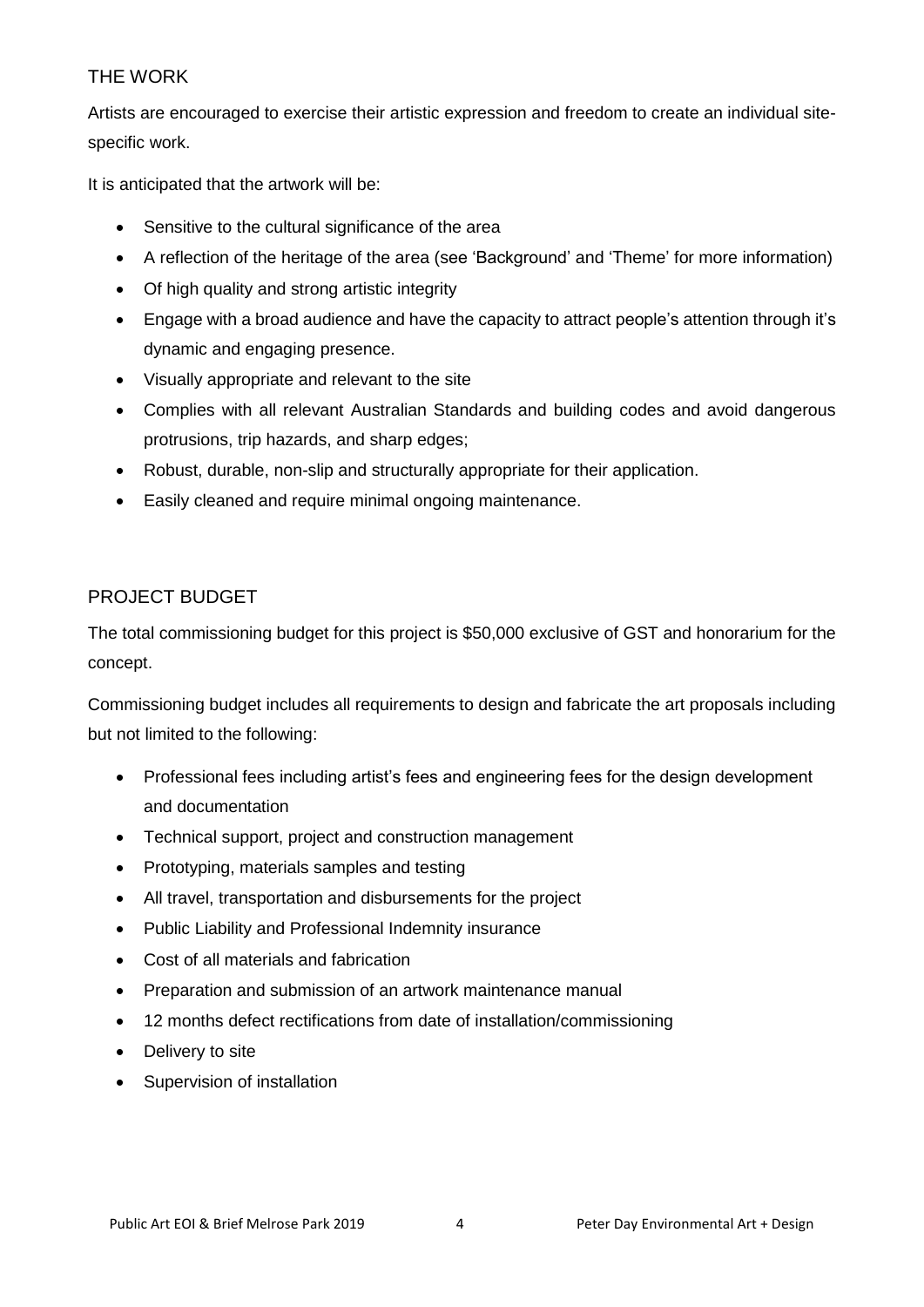## THE WORK

Artists are encouraged to exercise their artistic expression and freedom to create an individual site-specific work.

It is anticipated that the artwork will be:

- Sensitive to the cultural significance of the area
- A reflection of the heritage of the area (see 'Background' and 'Theme' for more information)
- Of high quality and strong artistic integrity
- Engage with a broad audience and have the capacity to attract people's attention through it's dynamic and engaging presence.
- Visually appropriate and relevant to the site
- Complies with all relevant Australian Standards and building codes and avoid dangerous protrusions, trip hazards, and sharp edges;
- Robust, durable, non-slip and structurally appropriate for their application.
- Easily cleaned and require minimal ongoing maintenance.

## PROJECT BUDGET

The total commissioning budget for this project is $50,000 exclusive of GST and honorarium for the concept.

Commissioning budget includes all requirements to design and fabricate the art proposals including but not limited to the following:

- Professional fees including artist's fees and engineering fees for the design development and documentation
- Technical support, project and construction management
- Prototyping, materials samples and testing
- All travel, transportation and disbursements for the project
- Public Liability and Professional Indemnity insurance
- Cost of all materials and fabrication
- Preparation and submission of an artwork maintenance manual
- 12 months defect rectifications from date of installation/commissioning
- Delivery to site
- Supervision of installation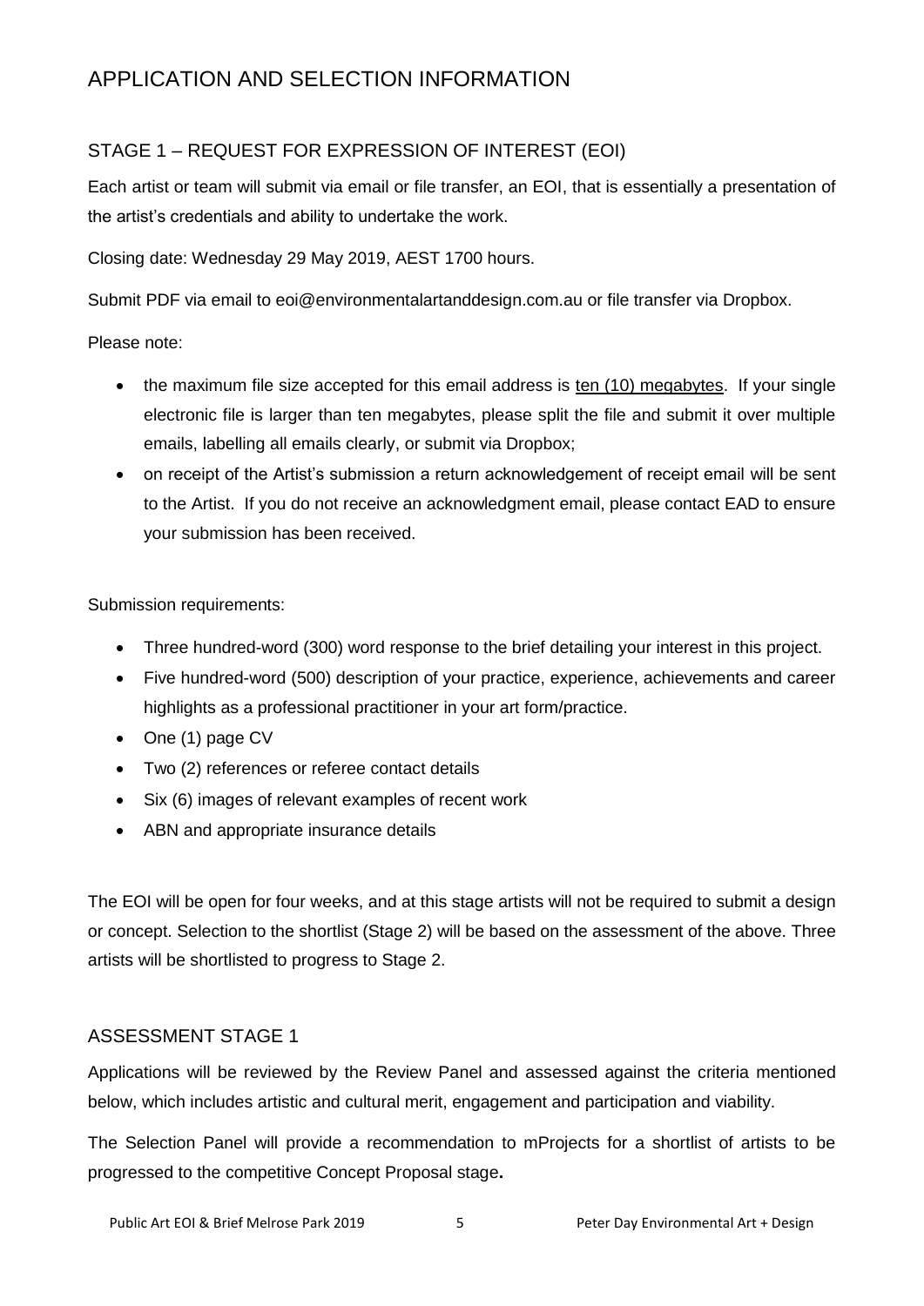# APPLICATION AND SELECTION INFORMATION

## STAGE 1 – REQUEST FOR EXPRESSION OF INTEREST (EOI)

Each artist or team will submit via email or file transfer, an EOI, that is essentially a presentation of the artist's credentials and ability to undertake the work.

Closing date: Wednesday 29 May 2019, AEST 1700 hours.

Submit PDF via email to eoi@environmentalartanddesign.com.au or file transfer via Dropbox.

Please note:

- the maximum file size accepted for this email address is ten (10) megabytes. If your single electronic file is larger than ten megabytes, please split the file and submit it over multiple emails, labelling all emails clearly, or submit via Dropbox;
- on receipt of the Artist's submission a return acknowledgement of receipt email will be sent to the Artist. If you do not receive an acknowledgment email, please contact EAD to ensure your submission has been received.

Submission requirements:

- Three hundred-word (300) word response to the brief detailing your interest in this project.
- Five hundred-word (500) description of your practice, experience, achievements and career highlights as a professional practitioner in your art form/practice.
- One (1) page CV
- Two (2) references or referee contact details
- Six (6) images of relevant examples of recent work
- ABN and appropriate insurance details

The EOI will be open for four weeks, and at this stage artists will not be required to submit a design or concept. Selection to the shortlist (Stage 2) will be based on the assessment of the above. Three artists will be shortlisted to progress to Stage 2.

## ASSESSMENT STAGE 1

Applications will be reviewed by the Review Panel and assessed against the criteria mentioned below, which includes artistic and cultural merit, engagement and participation and viability.

The Selection Panel will provide a recommendation to mProjects for a shortlist of artists to be progressed to the competitive Concept Proposal stage**.**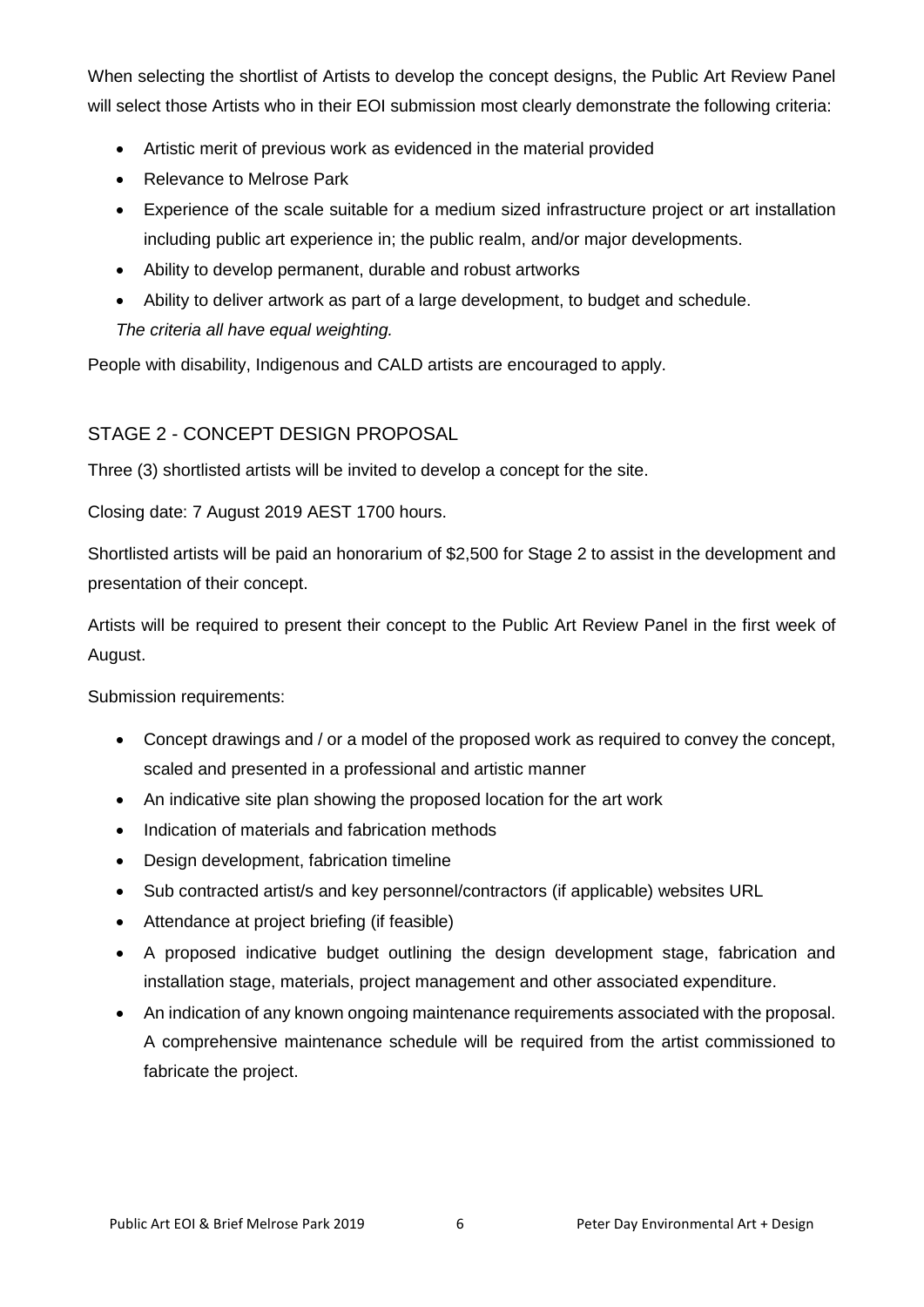When selecting the shortlist of Artists to develop the concept designs, the Public Art Review Panel will select those Artists who in their EOI submission most clearly demonstrate the following criteria:

- Artistic merit of previous work as evidenced in the material provided
- Relevance to Melrose Park
- Experience of the scale suitable for a medium sized infrastructure project or art installation including public art experience in; the public realm, and/or major developments.
- Ability to develop permanent, durable and robust artworks
- Ability to deliver artwork as part of a large development, to budget and schedule.

*The criteria all have equal weighting.*

People with disability, Indigenous and CALD artists are encouraged to apply.

## STAGE 2 - CONCEPT DESIGN PROPOSAL

Three (3) shortlisted artists will be invited to develop a concept for the site.

Closing date: 7 August 2019 AEST 1700 hours.

Shortlisted artists will be paid an honorarium of $2,500 for Stage 2 to assist in the development and presentation of their concept.

Artists will be required to present their concept to the Public Art Review Panel in the first week of August.

Submission requirements:

- Concept drawings and / or a model of the proposed work as required to convey the concept, scaled and presented in a professional and artistic manner
- An indicative site plan showing the proposed location for the art work
- Indication of materials and fabrication methods
- Design development, fabrication timeline
- Sub contracted artist/s and key personnel/contractors (if applicable) websites URL
- Attendance at project briefing (if feasible)
- A proposed indicative budget outlining the design development stage, fabrication and installation stage, materials, project management and other associated expenditure.
- An indication of any known ongoing maintenance requirements associated with the proposal. A comprehensive maintenance schedule will be required from the artist commissioned to fabricate the project.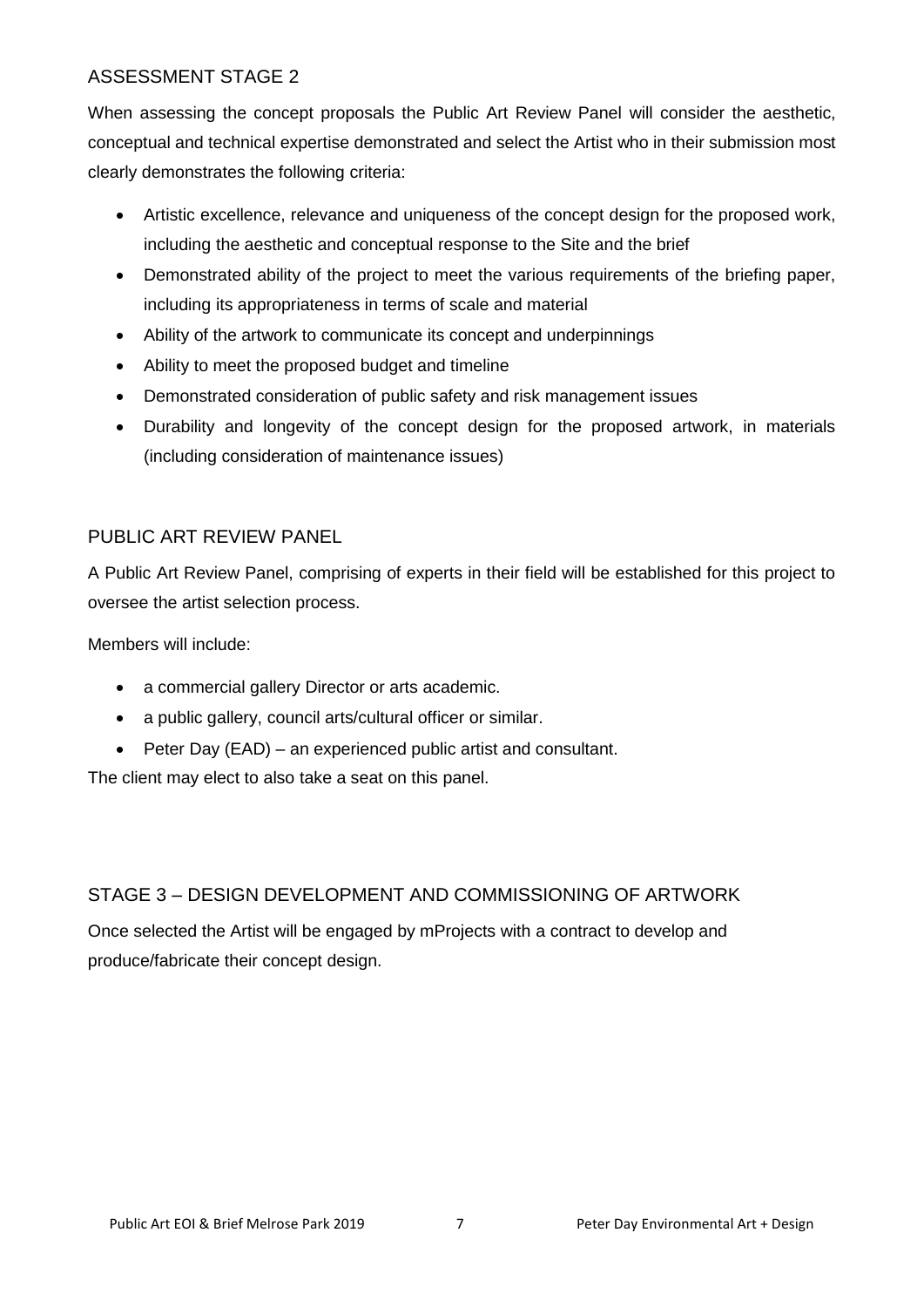## ASSESSMENT STAGE 2

When assessing the concept proposals the Public Art Review Panel will consider the aesthetic, conceptual and technical expertise demonstrated and select the Artist who in their submission most clearly demonstrates the following criteria:

- Artistic excellence, relevance and uniqueness of the concept design for the proposed work, including the aesthetic and conceptual response to the Site and the brief
- Demonstrated ability of the project to meet the various requirements of the briefing paper, including its appropriateness in terms of scale and material
- Ability of the artwork to communicate its concept and underpinnings
- Ability to meet the proposed budget and timeline
- Demonstrated consideration of public safety and risk management issues
- Durability and longevity of the concept design for the proposed artwork, in materials (including consideration of maintenance issues)

## PUBLIC ART REVIEW PANEL

A Public Art Review Panel, comprising of experts in their field will be established for this project to oversee the artist selection process.

Members will include:

- a commercial gallery Director or arts academic.
- a public gallery, council arts/cultural officer or similar.
- Peter Day (EAD) – an experienced public artist and consultant.

The client may elect to also take a seat on this panel.

## STAGE 3 – DESIGN DEVELOPMENT AND COMMISSIONING OF ARTWORK

Once selected the Artist will be engaged by mProjects with a contract to develop and produce/fabricate their concept design.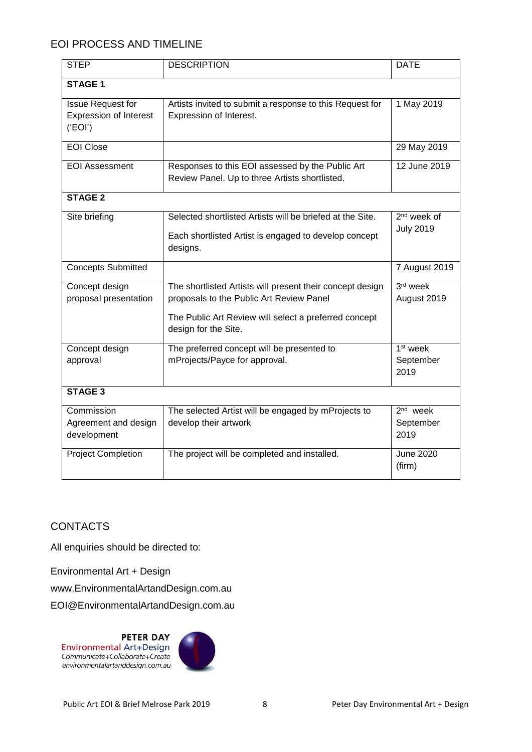## EOI PROCESS AND TIMELINE

| STEP | DESCRIPTION | DATE |
|---|---|---|
| **STAGE 1** | | |
| Issue Request for Expression of Interest ('EOI') | Artists invited to submit a response to this Request for Expression of Interest. | 1 May 2019 |
| EOI Close | | 29 May 2019 |
| EOI Assessment | Responses to this EOI assessed by the Public Art Review Panel. Up to three Artists shortlisted. | 12 June 2019 |
| **STAGE 2** | | |
| Site briefing | Selected shortlisted Artists will be briefed at the Site. Each shortlisted Artist is engaged to develop concept designs. | 2nd week of July 2019 |
| Concepts Submitted | | 7 August 2019 |
| Concept design proposal presentation | The shortlisted Artists will present their concept design proposals to the Public Art Review Panel The Public Art Review will select a preferred concept design for the Site. | 3rd week August 2019 |
| Concept design approval | The preferred concept will be presented to mProjects/Payce for approval. | 1st week September 2019 |
| **STAGE 3** | | |
| Commission Agreement and design development | The selected Artist will be engaged by mProjects to develop their artwork | 2nd week September 2019 |
| Project Completion | The project will be completed and installed. | June 2020 (firm) |

## CONTACTS

All enquiries should be directed to:

Environmental Art + Design

www.EnvironmentalArtandDesign.com.au

EOI@EnvironmentalArtandDesign.com.au

PETER DAY
Environmental Art+Design
Communicate+Collaborate+Create
environmentalartanddesign.com.au